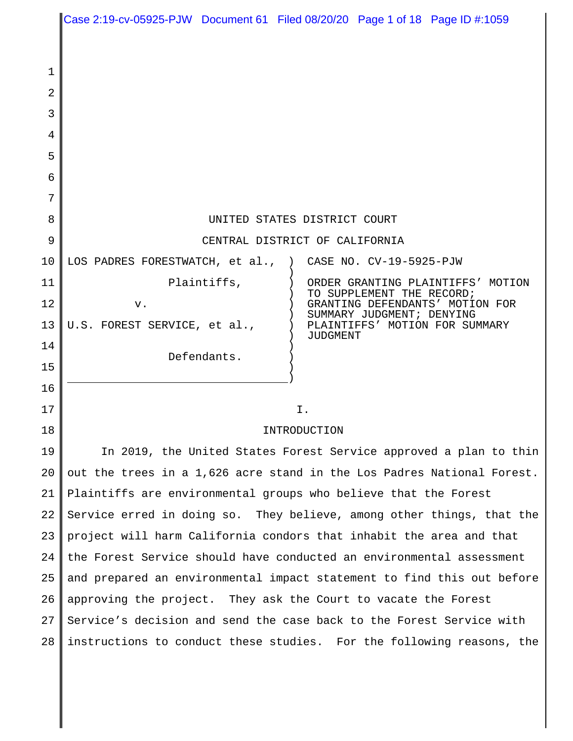UNITED STATES DISTRICT COURT

CENTRAL DISTRICT OF CALIFORNIA

| | |
|---|---|
| LOS PADRES FORESTWATCH, et al., Plaintiffs, v. U.S. FOREST SERVICE, et al., Defendants. | CASE NO. CV-19-5925-PJW ORDER GRANTING PLAINTIFFS' MOTION TO SUPPLEMENT THE RECORD; GRANTING DEFENDANTS' MOTION FOR SUMMARY JUDGMENT; DENYING PLAINTIFFS' MOTION FOR SUMMARY JUDGMENT |

## I.

## INTRODUCTION

In 2019, the United States Forest Service approved a plan to thin out the trees in a 1,626 acre stand in the Los Padres National Forest. Plaintiffs are environmental groups who believe that the Forest Service erred in doing so. They believe, among other things, that the project will harm California condors that inhabit the area and that the Forest Service should have conducted an environmental assessment and prepared an environmental impact statement to find this out before approving the project. They ask the Court to vacate the Forest Service's decision and send the case back to the Forest Service with instructions to conduct these studies. For the following reasons, the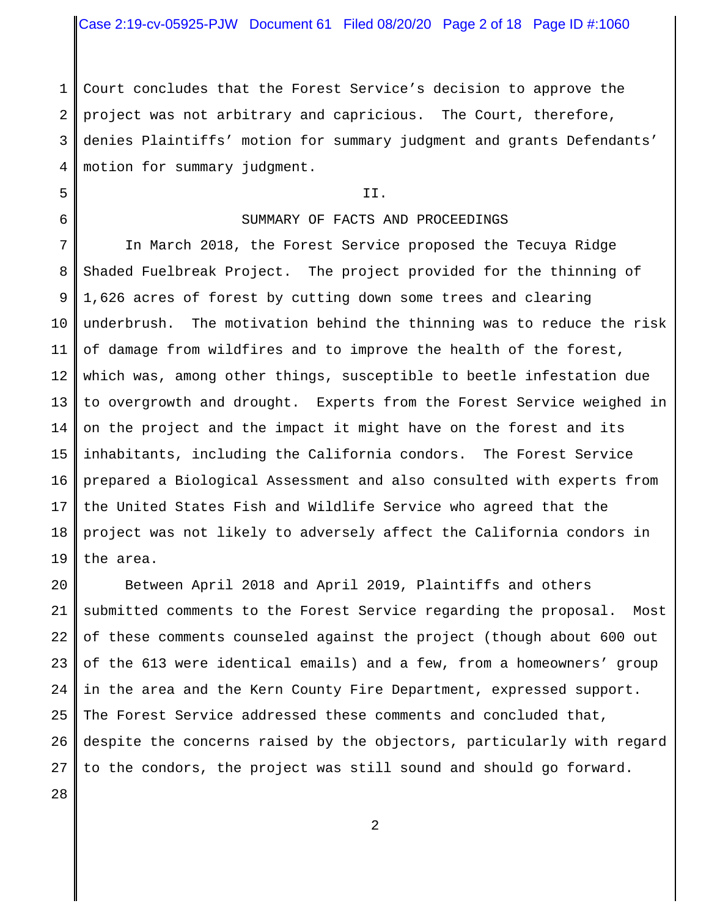Court concludes that the Forest Service's decision to approve the project was not arbitrary and capricious. The Court, therefore, denies Plaintiffs' motion for summary judgment and grants Defendants' motion for summary judgment.

## II.

## SUMMARY OF FACTS AND PROCEEDINGS

In March 2018, the Forest Service proposed the Tecuya Ridge Shaded Fuelbreak Project. The project provided for the thinning of 1,626 acres of forest by cutting down some trees and clearing underbrush. The motivation behind the thinning was to reduce the risk of damage from wildfires and to improve the health of the forest, which was, among other things, susceptible to beetle infestation due to overgrowth and drought. Experts from the Forest Service weighed in on the project and the impact it might have on the forest and its inhabitants, including the California condors. The Forest Service prepared a Biological Assessment and also consulted with experts from the United States Fish and Wildlife Service who agreed that the project was not likely to adversely affect the California condors in the area.

Between April 2018 and April 2019, Plaintiffs and others submitted comments to the Forest Service regarding the proposal. Most of these comments counseled against the project (though about 600 out of the 613 were identical emails) and a few, from a homeowners' group in the area and the Kern County Fire Department, expressed support. The Forest Service addressed these comments and concluded that, despite the concerns raised by the objectors, particularly with regard to the condors, the project was still sound and should go forward.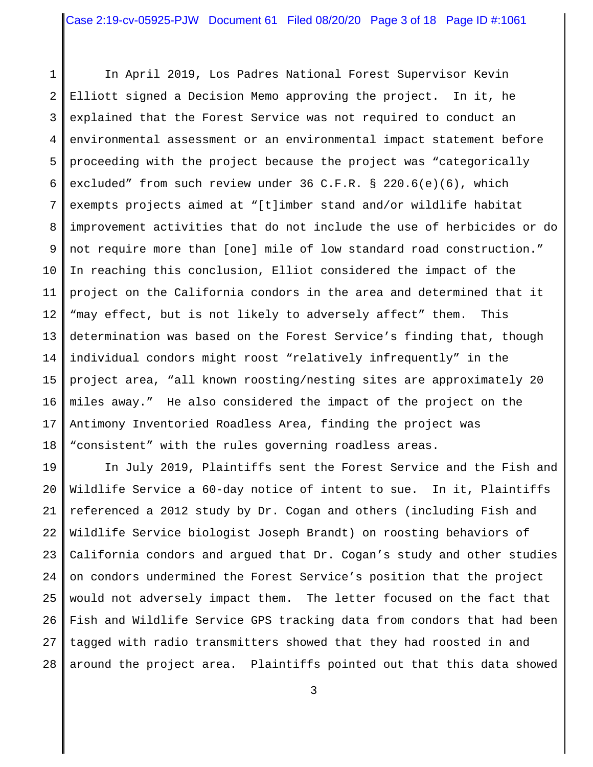In April 2019, Los Padres National Forest Supervisor Kevin Elliott signed a Decision Memo approving the project. In it, he explained that the Forest Service was not required to conduct an environmental assessment or an environmental impact statement before proceeding with the project because the project was "categorically excluded" from such review under 36 C.F.R. § 220.6(e)(6), which exempts projects aimed at "[t]imber stand and/or wildlife habitat improvement activities that do not include the use of herbicides or do not require more than [one] mile of low standard road construction." In reaching this conclusion, Elliot considered the impact of the project on the California condors in the area and determined that it "may effect, but is not likely to adversely affect" them. This determination was based on the Forest Service's finding that, though individual condors might roost "relatively infrequently" in the project area, "all known roosting/nesting sites are approximately 20 miles away." He also considered the impact of the project on the Antimony Inventoried Roadless Area, finding the project was "consistent" with the rules governing roadless areas.

In July 2019, Plaintiffs sent the Forest Service and the Fish and Wildlife Service a 60-day notice of intent to sue. In it, Plaintiffs referenced a 2012 study by Dr. Cogan and others (including Fish and Wildlife Service biologist Joseph Brandt) on roosting behaviors of California condors and argued that Dr. Cogan's study and other studies on condors undermined the Forest Service's position that the project would not adversely impact them. The letter focused on the fact that Fish and Wildlife Service GPS tracking data from condors that had been tagged with radio transmitters showed that they had roosted in and around the project area. Plaintiffs pointed out that this data showed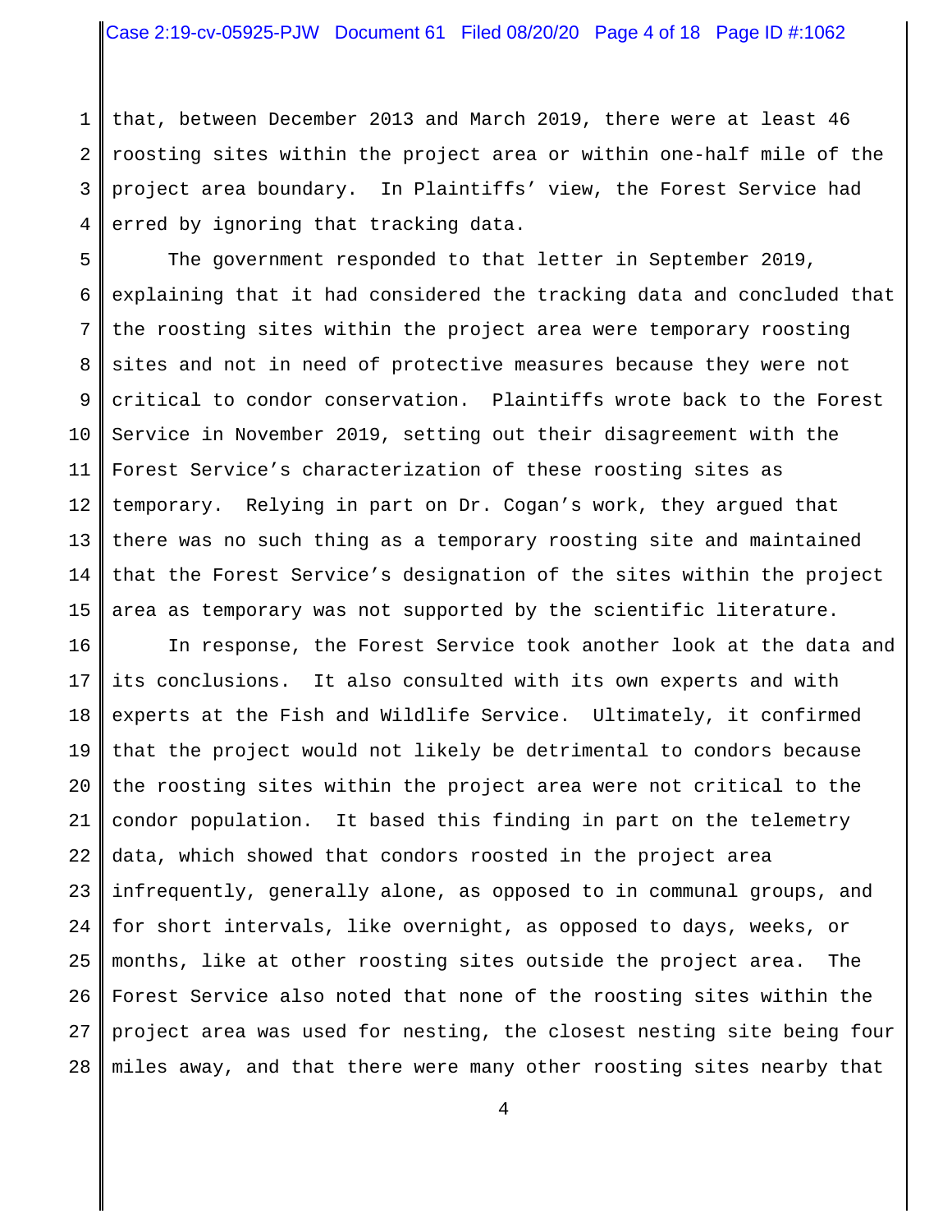that, between December 2013 and March 2019, there were at least 46 roosting sites within the project area or within one-half mile of the project area boundary. In Plaintiffs' view, the Forest Service had erred by ignoring that tracking data.

The government responded to that letter in September 2019, explaining that it had considered the tracking data and concluded that the roosting sites within the project area were temporary roosting sites and not in need of protective measures because they were not critical to condor conservation. Plaintiffs wrote back to the Forest Service in November 2019, setting out their disagreement with the Forest Service's characterization of these roosting sites as temporary. Relying in part on Dr. Cogan's work, they argued that there was no such thing as a temporary roosting site and maintained that the Forest Service's designation of the sites within the project area as temporary was not supported by the scientific literature.

In response, the Forest Service took another look at the data and its conclusions. It also consulted with its own experts and with experts at the Fish and Wildlife Service. Ultimately, it confirmed that the project would not likely be detrimental to condors because the roosting sites within the project area were not critical to the condor population. It based this finding in part on the telemetry data, which showed that condors roosted in the project area infrequently, generally alone, as opposed to in communal groups, and for short intervals, like overnight, as opposed to days, weeks, or months, like at other roosting sites outside the project area. The Forest Service also noted that none of the roosting sites within the project area was used for nesting, the closest nesting site being four miles away, and that there were many other roosting sites nearby that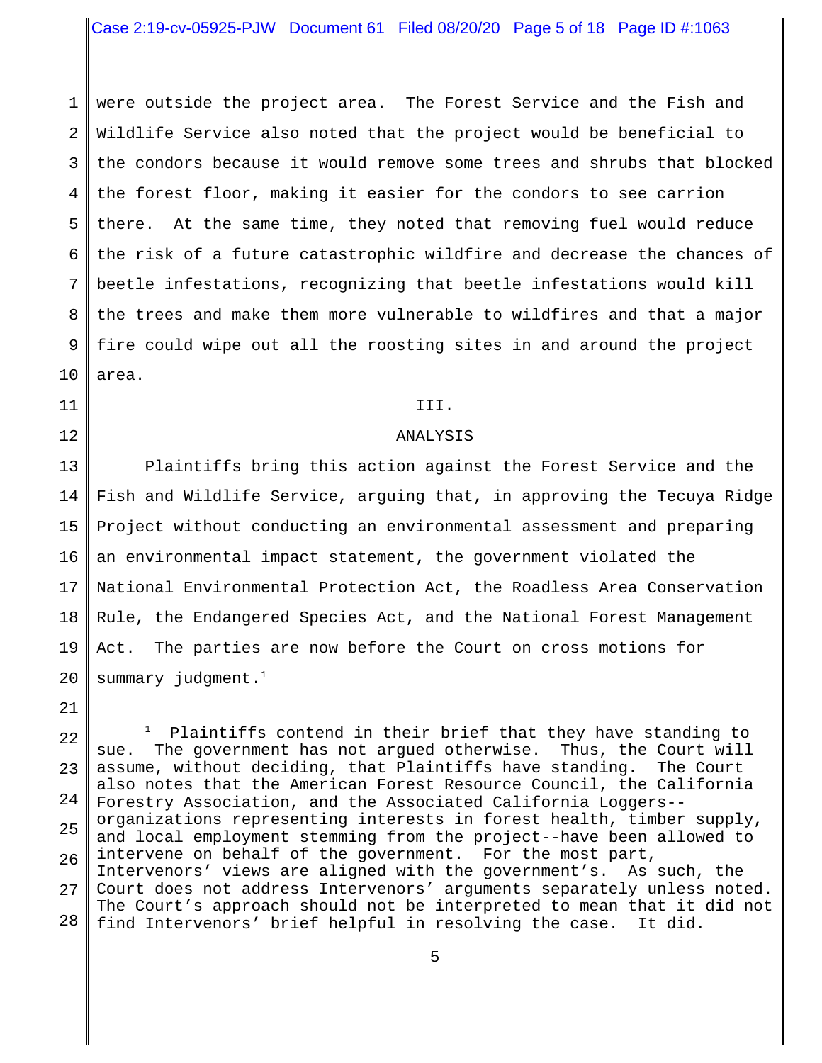were outside the project area. The Forest Service and the Fish and Wildlife Service also noted that the project would be beneficial to the condors because it would remove some trees and shrubs that blocked the forest floor, making it easier for the condors to see carrion there. At the same time, they noted that removing fuel would reduce the risk of a future catastrophic wildfire and decrease the chances of beetle infestations, recognizing that beetle infestations would kill the trees and make them more vulnerable to wildfires and that a major fire could wipe out all the roosting sites in and around the project area.

## III.

## ANALYSIS

Plaintiffs bring this action against the Forest Service and the Fish and Wildlife Service, arguing that, in approving the Tecuya Ridge Project without conducting an environmental assessment and preparing an environmental impact statement, the government violated the National Environmental Protection Act, the Roadless Area Conservation Rule, the Endangered Species Act, and the National Forest Management Act. The parties are now before the Court on cross motions for summary judgment.[1]

---

[1] Plaintiffs contend in their brief that they have standing to sue. The government has not argued otherwise. Thus, the Court will assume, without deciding, that Plaintiffs have standing. The Court also notes that the American Forest Resource Council, the California Forestry Association, and the Associated California Loggers--organizations representing interests in forest health, timber supply, and local employment stemming from the project--have been allowed to intervene on behalf of the government. For the most part, Intervenors' views are aligned with the government's. As such, the Court does not address Intervenors' arguments separately unless noted. The Court's approach should not be interpreted to mean that it did not find Intervenors' brief helpful in resolving the case. It did.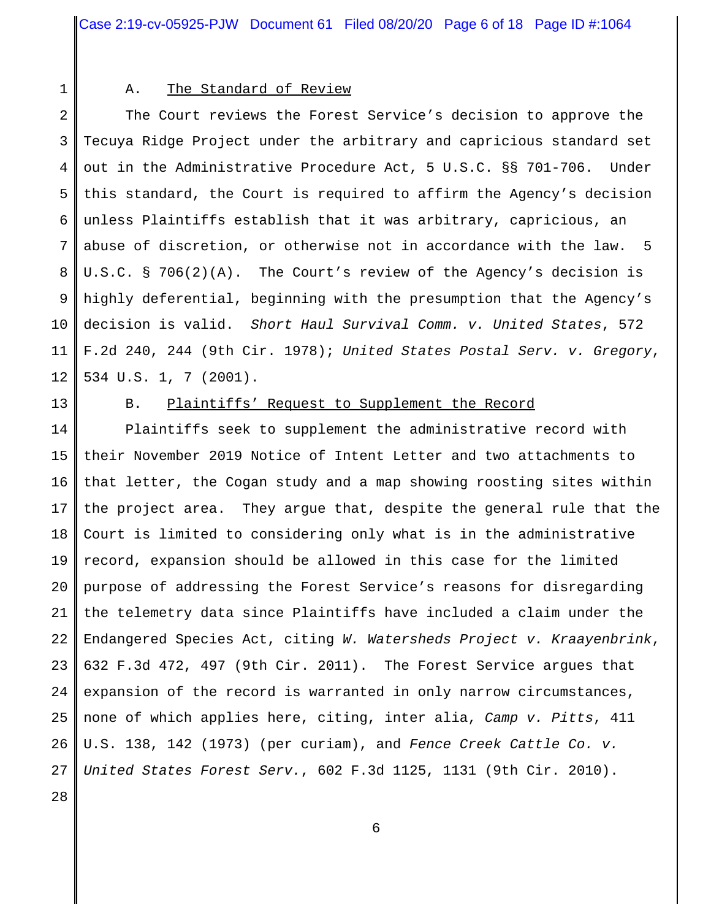### A. The Standard of Review

The Court reviews the Forest Service's decision to approve the Tecuya Ridge Project under the arbitrary and capricious standard set out in the Administrative Procedure Act, 5 U.S.C. §§ 701-706. Under this standard, the Court is required to affirm the Agency's decision unless Plaintiffs establish that it was arbitrary, capricious, an abuse of discretion, or otherwise not in accordance with the law. 5 U.S.C. § 706(2)(A). The Court's review of the Agency's decision is highly deferential, beginning with the presumption that the Agency's decision is valid. *Short Haul Survival Comm. v. United States*, 572 F.2d 240, 244 (9th Cir. 1978); *United States Postal Serv. v. Gregory*, 534 U.S. 1, 7 (2001).

### B. Plaintiffs' Request to Supplement the Record

Plaintiffs seek to supplement the administrative record with their November 2019 Notice of Intent Letter and two attachments to that letter, the Cogan study and a map showing roosting sites within the project area. They argue that, despite the general rule that the Court is limited to considering only what is in the administrative record, expansion should be allowed in this case for the limited purpose of addressing the Forest Service's reasons for disregarding the telemetry data since Plaintiffs have included a claim under the Endangered Species Act, citing *W. Watersheds Project v. Kraayenbrink*, 632 F.3d 472, 497 (9th Cir. 2011). The Forest Service argues that expansion of the record is warranted in only narrow circumstances, none of which applies here, citing, inter alia, *Camp v. Pitts*, 411 U.S. 138, 142 (1973) (per curiam), and *Fence Creek Cattle Co. v. United States Forest Serv.*, 602 F.3d 1125, 1131 (9th Cir. 2010).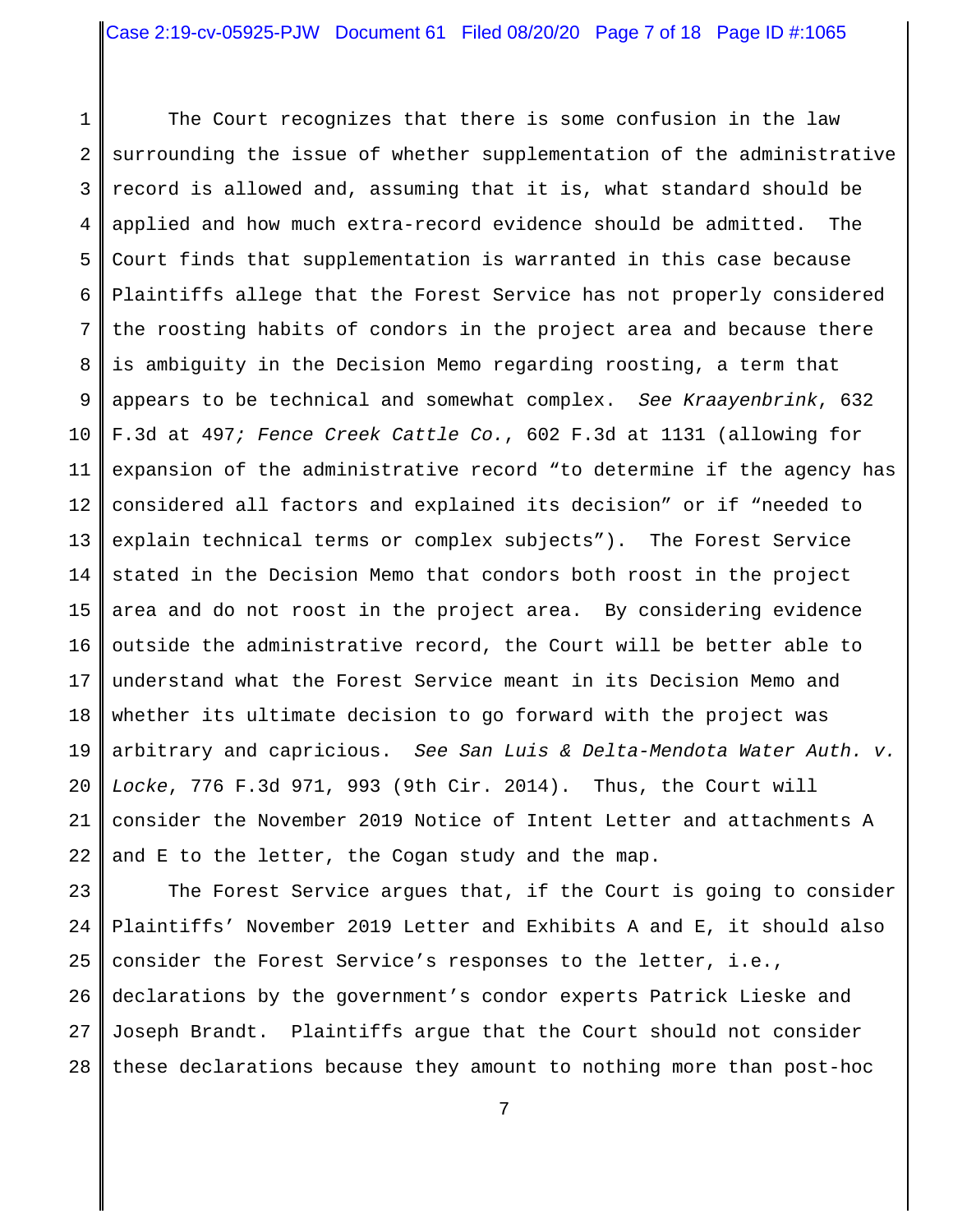The Court recognizes that there is some confusion in the law surrounding the issue of whether supplementation of the administrative record is allowed and, assuming that it is, what standard should be applied and how much extra-record evidence should be admitted. The Court finds that supplementation is warranted in this case because Plaintiffs allege that the Forest Service has not properly considered the roosting habits of condors in the project area and because there is ambiguity in the Decision Memo regarding roosting, a term that appears to be technical and somewhat complex. *See Kraayenbrink*, 632 F.3d at 497*; Fence Creek Cattle Co.*, 602 F.3d at 1131 (allowing for expansion of the administrative record "to determine if the agency has considered all factors and explained its decision" or if "needed to explain technical terms or complex subjects"). The Forest Service stated in the Decision Memo that condors both roost in the project area and do not roost in the project area. By considering evidence outside the administrative record, the Court will be better able to understand what the Forest Service meant in its Decision Memo and whether its ultimate decision to go forward with the project was arbitrary and capricious. *See San Luis & Delta-Mendota Water Auth. v. Locke*, 776 F.3d 971, 993 (9th Cir. 2014). Thus, the Court will consider the November 2019 Notice of Intent Letter and attachments A and E to the letter, the Cogan study and the map.

The Forest Service argues that, if the Court is going to consider Plaintiffs' November 2019 Letter and Exhibits A and E, it should also consider the Forest Service's responses to the letter, i.e., declarations by the government's condor experts Patrick Lieske and Joseph Brandt. Plaintiffs argue that the Court should not consider these declarations because they amount to nothing more than post-hoc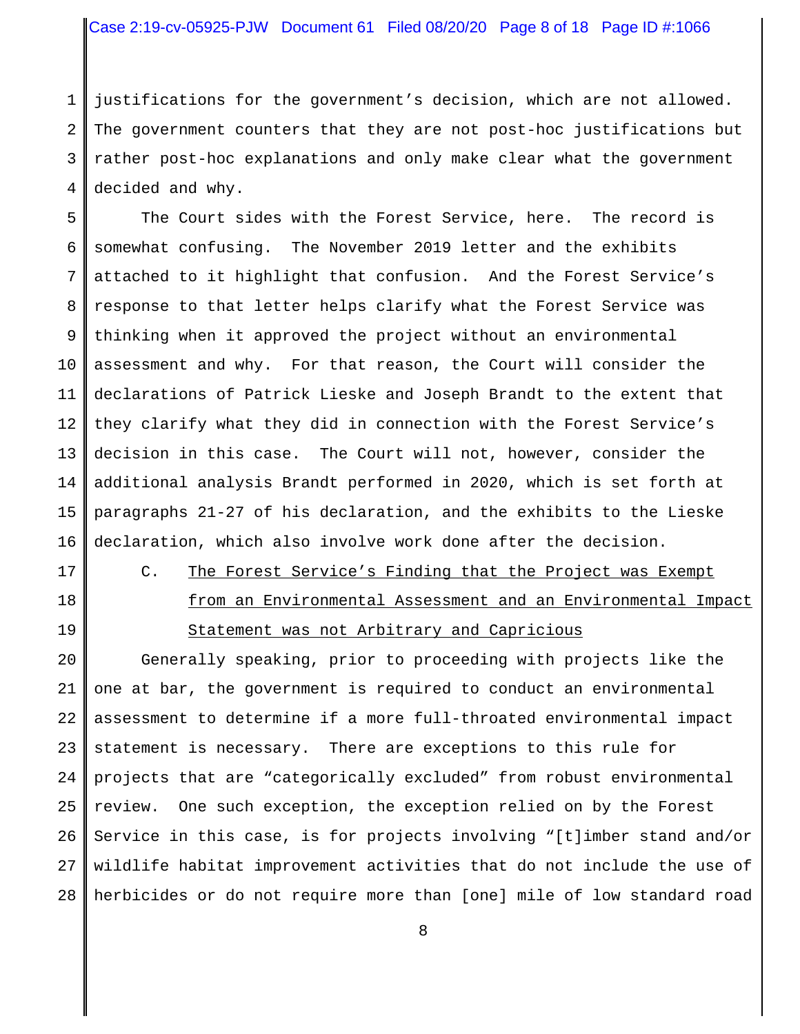justifications for the government's decision, which are not allowed. The government counters that they are not post-hoc justifications but rather post-hoc explanations and only make clear what the government decided and why.

The Court sides with the Forest Service, here. The record is somewhat confusing. The November 2019 letter and the exhibits attached to it highlight that confusion. And the Forest Service's response to that letter helps clarify what the Forest Service was thinking when it approved the project without an environmental assessment and why. For that reason, the Court will consider the declarations of Patrick Lieske and Joseph Brandt to the extent that they clarify what they did in connection with the Forest Service's decision in this case. The Court will not, however, consider the additional analysis Brandt performed in 2020, which is set forth at paragraphs 21-27 of his declaration, and the exhibits to the Lieske declaration, which also involve work done after the decision.

### C. The Forest Service's Finding that the Project was Exempt from an Environmental Assessment and an Environmental Impact Statement was not Arbitrary and Capricious

Generally speaking, prior to proceeding with projects like the one at bar, the government is required to conduct an environmental assessment to determine if a more full-throated environmental impact statement is necessary. There are exceptions to this rule for projects that are "categorically excluded" from robust environmental review. One such exception, the exception relied on by the Forest Service in this case, is for projects involving "[t]imber stand and/or wildlife habitat improvement activities that do not include the use of herbicides or do not require more than [one] mile of low standard road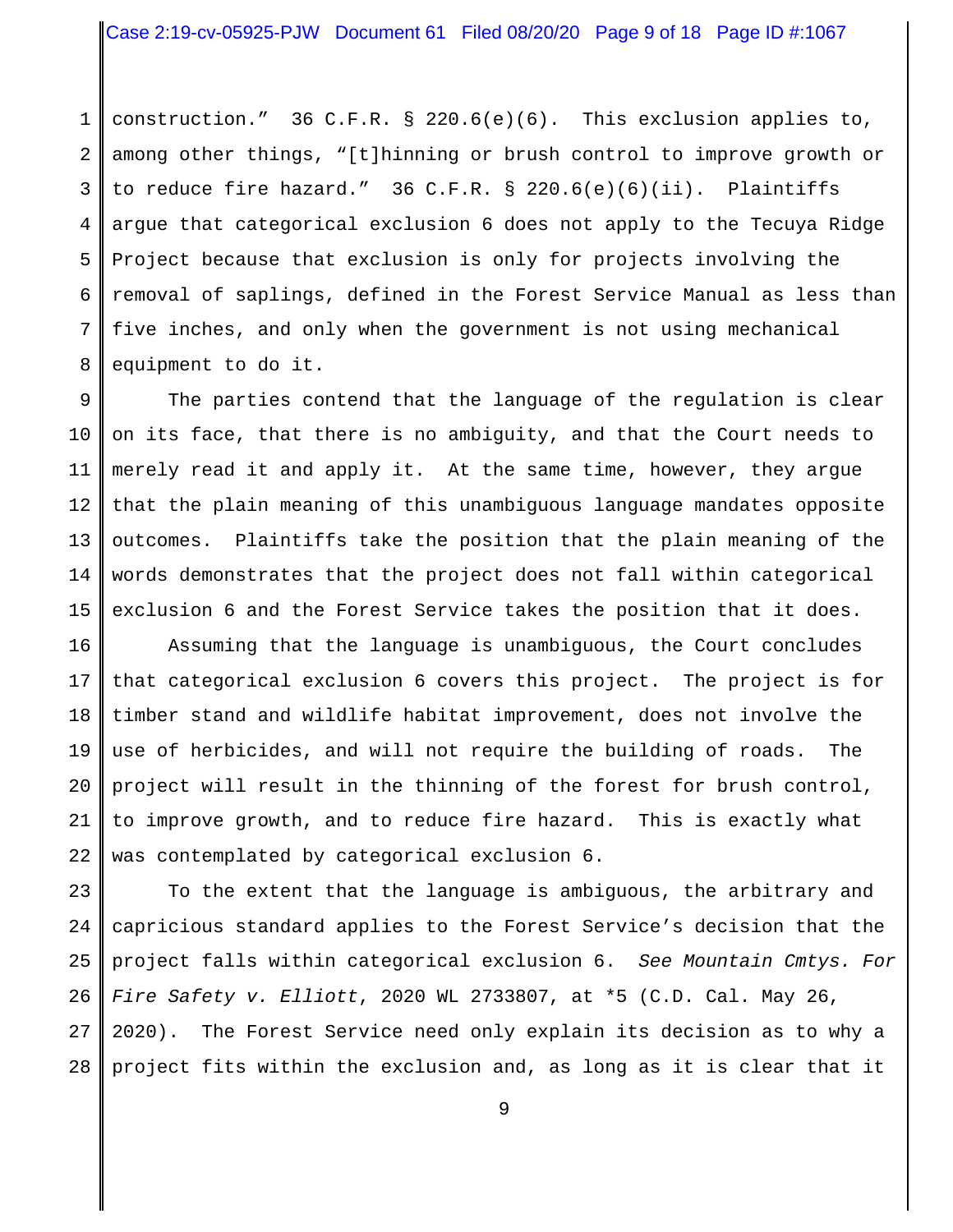construction." 36 C.F.R. § 220.6(e)(6). This exclusion applies to, among other things, "[t]hinning or brush control to improve growth or to reduce fire hazard." 36 C.F.R. § 220.6(e)(6)(ii). Plaintiffs argue that categorical exclusion 6 does not apply to the Tecuya Ridge Project because that exclusion is only for projects involving the removal of saplings, defined in the Forest Service Manual as less than five inches, and only when the government is not using mechanical equipment to do it.

The parties contend that the language of the regulation is clear on its face, that there is no ambiguity, and that the Court needs to merely read it and apply it. At the same time, however, they argue that the plain meaning of this unambiguous language mandates opposite outcomes. Plaintiffs take the position that the plain meaning of the words demonstrates that the project does not fall within categorical exclusion 6 and the Forest Service takes the position that it does.

Assuming that the language is unambiguous, the Court concludes that categorical exclusion 6 covers this project. The project is for timber stand and wildlife habitat improvement, does not involve the use of herbicides, and will not require the building of roads. The project will result in the thinning of the forest for brush control, to improve growth, and to reduce fire hazard. This is exactly what was contemplated by categorical exclusion 6.

To the extent that the language is ambiguous, the arbitrary and capricious standard applies to the Forest Service's decision that the project falls within categorical exclusion 6. *See Mountain Cmtys. For Fire Safety v. Elliott*, 2020 WL 2733807, at *5 (C.D. Cal. May 26, 2020). The Forest Service need only explain its decision as to why a project fits within the exclusion and, as long as it is clear that it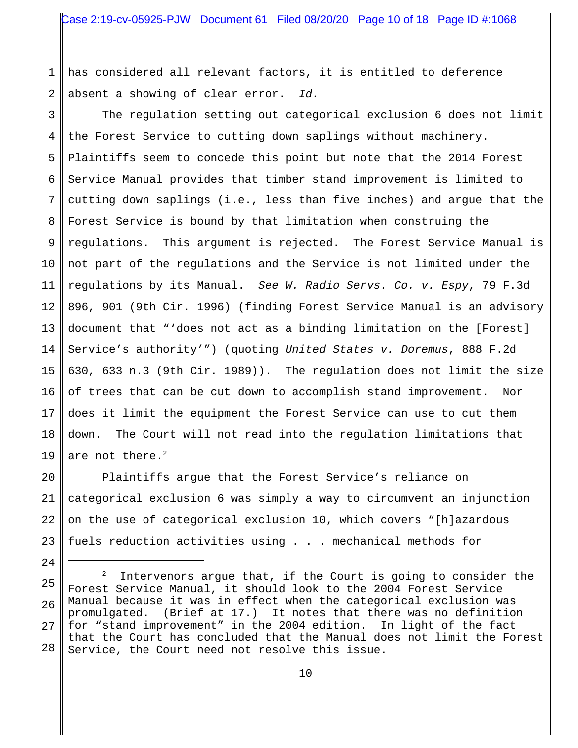has considered all relevant factors, it is entitled to deference absent a showing of clear error. *Id.*

The regulation setting out categorical exclusion 6 does not limit the Forest Service to cutting down saplings without machinery. Plaintiffs seem to concede this point but note that the 2014 Forest Service Manual provides that timber stand improvement is limited to cutting down saplings (i.e., less than five inches) and argue that the Forest Service is bound by that limitation when construing the regulations. This argument is rejected. The Forest Service Manual is not part of the regulations and the Service is not limited under the regulations by its Manual. *See W. Radio Servs. Co. v. Espy*, 79 F.3d 896, 901 (9th Cir. 1996) (finding Forest Service Manual is an advisory document that "'does not act as a binding limitation on the [Forest] Service's authority'") (quoting *United States v. Doremus*, 888 F.2d 630, 633 n.3 (9th Cir. 1989)). The regulation does not limit the size of trees that can be cut down to accomplish stand improvement. Nor does it limit the equipment the Forest Service can use to cut them down. The Court will not read into the regulation limitations that are not there.[2]

Plaintiffs argue that the Forest Service's reliance on categorical exclusion 6 was simply a way to circumvent an injunction on the use of categorical exclusion 10, which covers "[h]azardous fuels reduction activities using . . . mechanical methods for

---

[2] Intervenors argue that, if the Court is going to consider the Forest Service Manual, it should look to the 2004 Forest Service Manual because it was in effect when the categorical exclusion was promulgated. (Brief at 17.) It notes that there was no definition for "stand improvement" in the 2004 edition. In light of the fact that the Court has concluded that the Manual does not limit the Forest Service, the Court need not resolve this issue.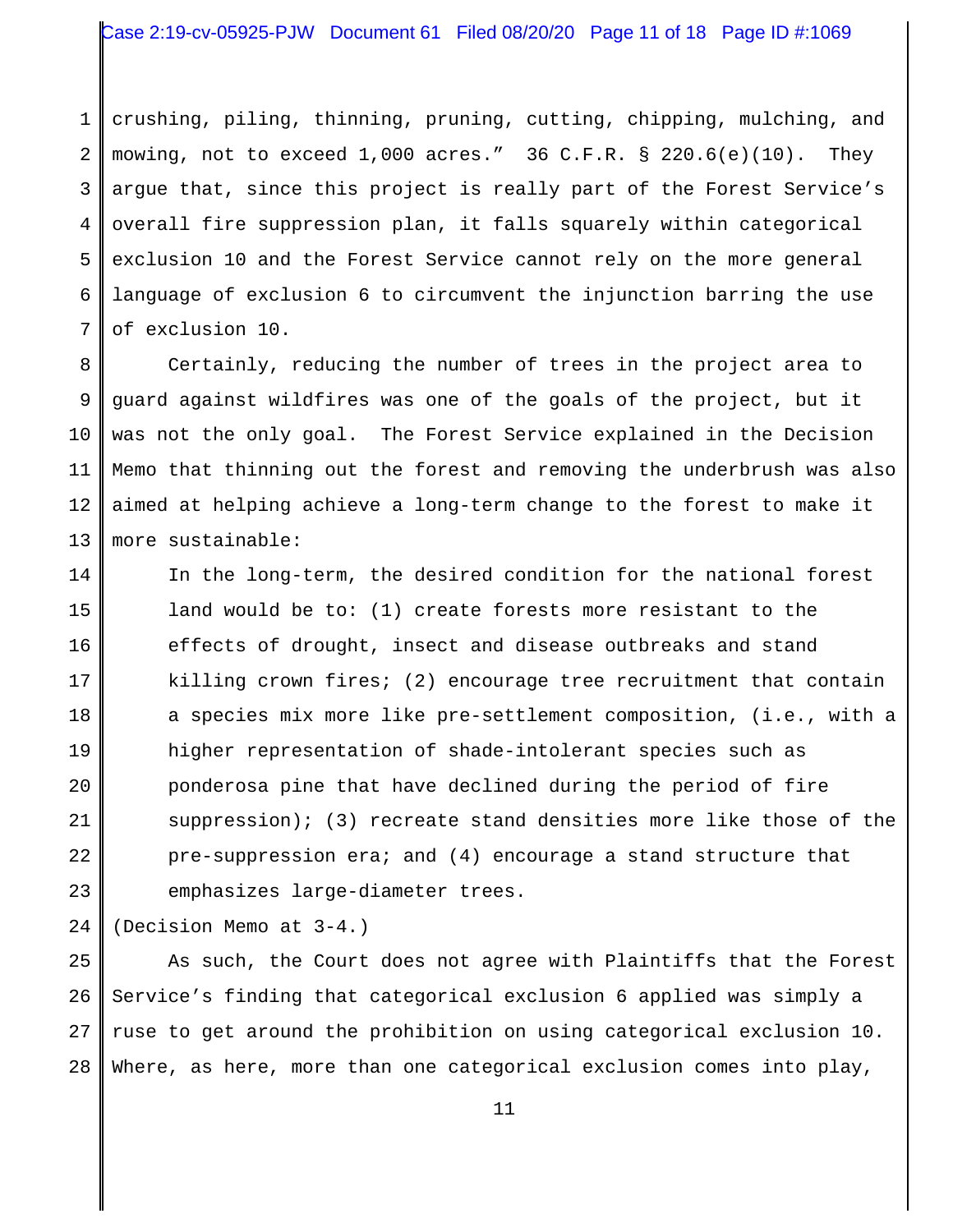crushing, piling, thinning, pruning, cutting, chipping, mulching, and mowing, not to exceed 1,000 acres." 36 C.F.R. § 220.6(e)(10). They argue that, since this project is really part of the Forest Service's overall fire suppression plan, it falls squarely within categorical exclusion 10 and the Forest Service cannot rely on the more general language of exclusion 6 to circumvent the injunction barring the use of exclusion 10.

Certainly, reducing the number of trees in the project area to guard against wildfires was one of the goals of the project, but it was not the only goal. The Forest Service explained in the Decision Memo that thinning out the forest and removing the underbrush was also aimed at helping achieve a long-term change to the forest to make it more sustainable:

> In the long-term, the desired condition for the national forest land would be to: (1) create forests more resistant to the effects of drought, insect and disease outbreaks and stand killing crown fires; (2) encourage tree recruitment that contain a species mix more like pre-settlement composition, (i.e., with a higher representation of shade-intolerant species such as ponderosa pine that have declined during the period of fire suppression); (3) recreate stand densities more like those of the pre-suppression era; and (4) encourage a stand structure that emphasizes large-diameter trees.

(Decision Memo at 3-4.)

As such, the Court does not agree with Plaintiffs that the Forest Service's finding that categorical exclusion 6 applied was simply a ruse to get around the prohibition on using categorical exclusion 10. Where, as here, more than one categorical exclusion comes into play,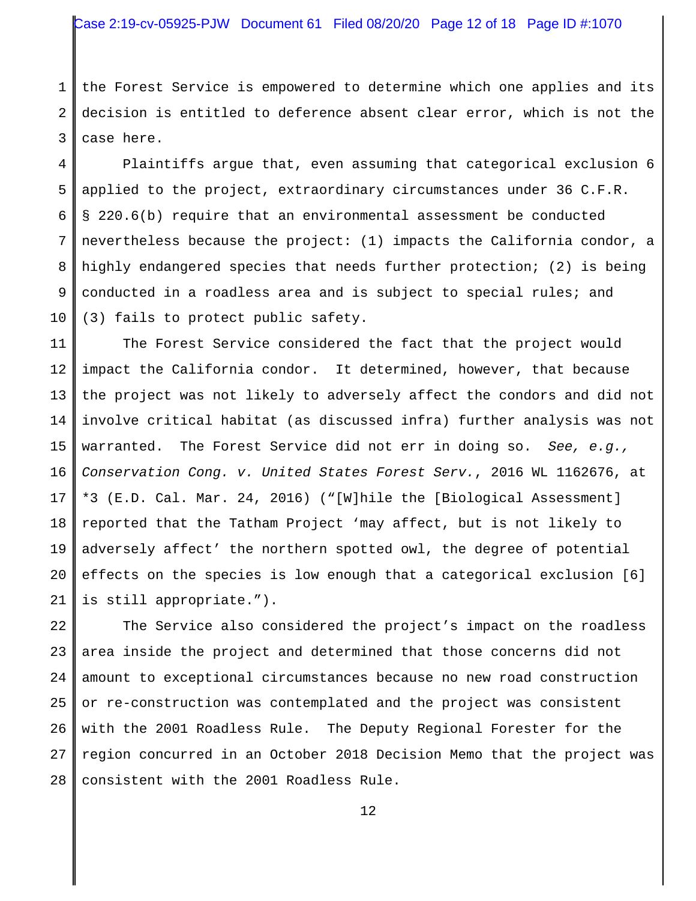the Forest Service is empowered to determine which one applies and its decision is entitled to deference absent clear error, which is not the case here.

Plaintiffs argue that, even assuming that categorical exclusion 6 applied to the project, extraordinary circumstances under 36 C.F.R. § 220.6(b) require that an environmental assessment be conducted nevertheless because the project: (1) impacts the California condor, a highly endangered species that needs further protection; (2) is being conducted in a roadless area and is subject to special rules; and (3) fails to protect public safety.

The Forest Service considered the fact that the project would impact the California condor. It determined, however, that because the project was not likely to adversely affect the condors and did not involve critical habitat (as discussed infra) further analysis was not warranted. The Forest Service did not err in doing so. *See, e.g., Conservation Cong. v. United States Forest Serv.*, 2016 WL 1162676, at *3 (E.D. Cal. Mar. 24, 2016) ("[W]hile the [Biological Assessment] reported that the Tatham Project 'may affect, but is not likely to adversely affect' the northern spotted owl, the degree of potential effects on the species is low enough that a categorical exclusion [6] is still appropriate.").

The Service also considered the project's impact on the roadless area inside the project and determined that those concerns did not amount to exceptional circumstances because no new road construction or re-construction was contemplated and the project was consistent with the 2001 Roadless Rule. The Deputy Regional Forester for the region concurred in an October 2018 Decision Memo that the project was consistent with the 2001 Roadless Rule.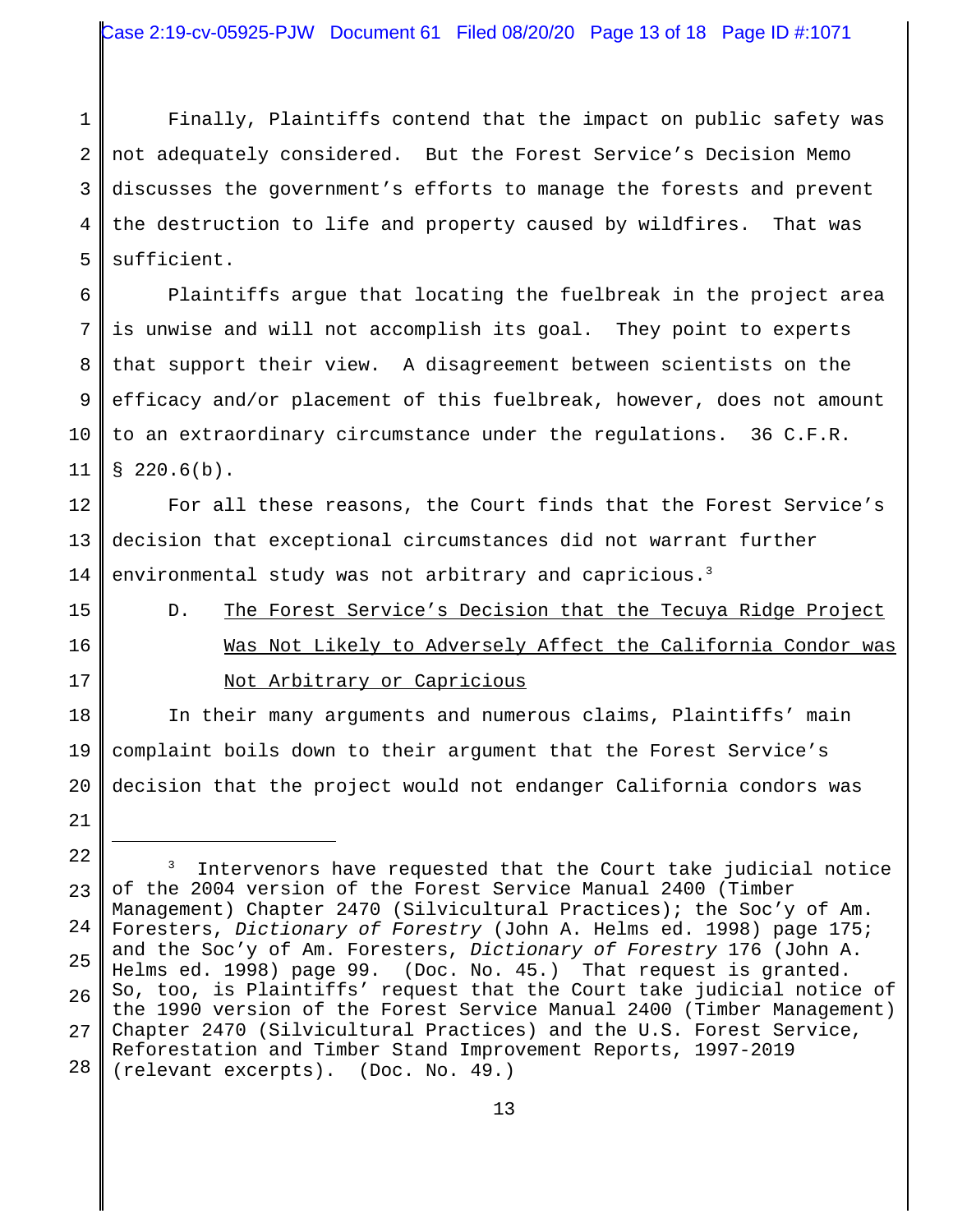Finally, Plaintiffs contend that the impact on public safety was not adequately considered. But the Forest Service's Decision Memo discusses the government's efforts to manage the forests and prevent the destruction to life and property caused by wildfires. That was sufficient.

Plaintiffs argue that locating the fuelbreak in the project area is unwise and will not accomplish its goal. They point to experts that support their view. A disagreement between scientists on the efficacy and/or placement of this fuelbreak, however, does not amount to an extraordinary circumstance under the regulations. 36 C.F.R. § 220.6(b).

For all these reasons, the Court finds that the Forest Service's decision that exceptional circumstances did not warrant further environmental study was not arbitrary and capricious.[3]

D. The Forest Service's Decision that the Tecuya Ridge Project Was Not Likely to Adversely Affect the California Condor was Not Arbitrary or Capricious

In their many arguments and numerous claims, Plaintiffs' main complaint boils down to their argument that the Forest Service's decision that the project would not endanger California condors was

---

[3] Intervenors have requested that the Court take judicial notice of the 2004 version of the Forest Service Manual 2400 (Timber Management) Chapter 2470 (Silvicultural Practices); the Soc'y of Am. Foresters, *Dictionary of Forestry* (John A. Helms ed. 1998) page 175; and the Soc'y of Am. Foresters, *Dictionary of Forestry* 176 (John A. Helms ed. 1998) page 99. (Doc. No. 45.) That request is granted. So, too, is Plaintiffs' request that the Court take judicial notice of the 1990 version of the Forest Service Manual 2400 (Timber Management) Chapter 2470 (Silvicultural Practices) and the U.S. Forest Service, Reforestation and Timber Stand Improvement Reports, 1997-2019 (relevant excerpts). (Doc. No. 49.)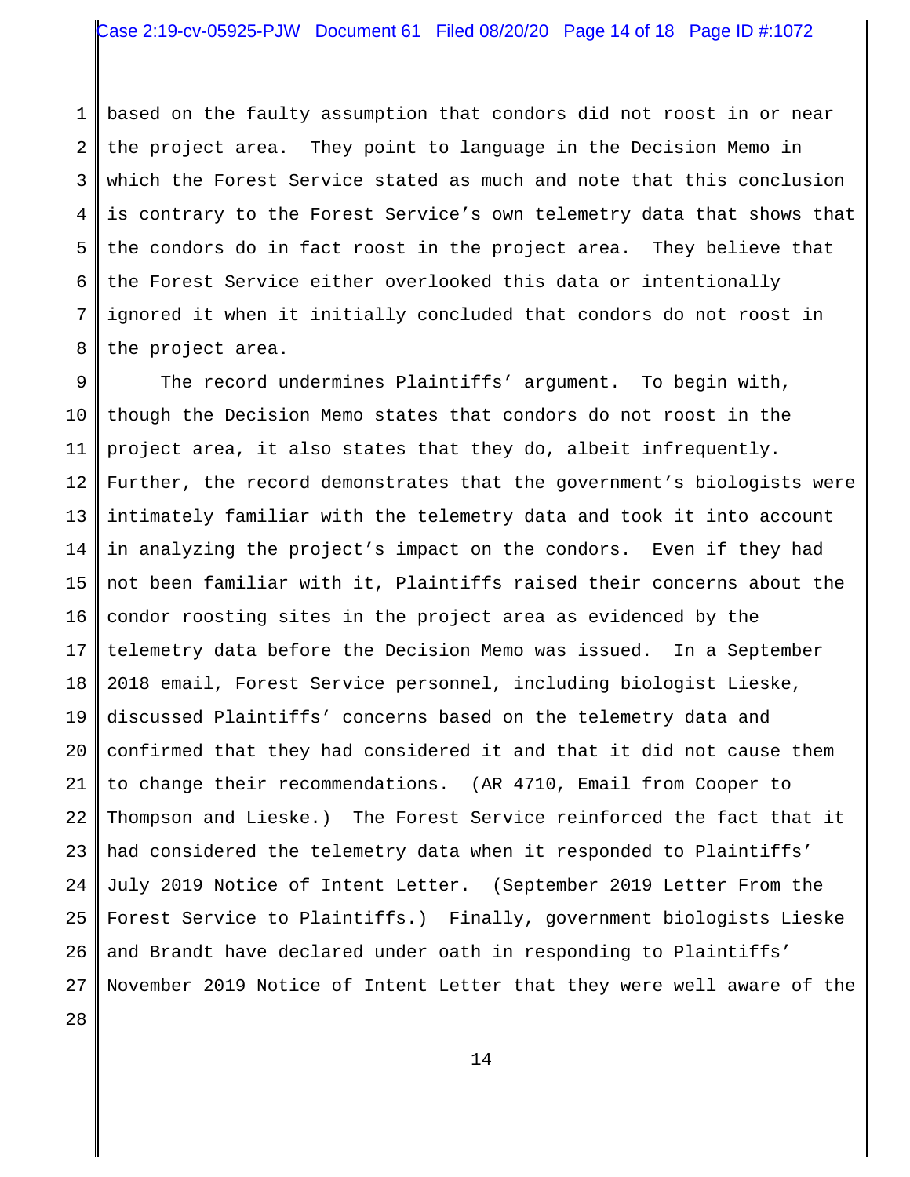based on the faulty assumption that condors did not roost in or near the project area. They point to language in the Decision Memo in which the Forest Service stated as much and note that this conclusion is contrary to the Forest Service's own telemetry data that shows that the condors do in fact roost in the project area. They believe that the Forest Service either overlooked this data or intentionally ignored it when it initially concluded that condors do not roost in the project area.

The record undermines Plaintiffs' argument. To begin with, though the Decision Memo states that condors do not roost in the project area, it also states that they do, albeit infrequently. Further, the record demonstrates that the government's biologists were intimately familiar with the telemetry data and took it into account in analyzing the project's impact on the condors. Even if they had not been familiar with it, Plaintiffs raised their concerns about the condor roosting sites in the project area as evidenced by the telemetry data before the Decision Memo was issued. In a September 2018 email, Forest Service personnel, including biologist Lieske, discussed Plaintiffs' concerns based on the telemetry data and confirmed that they had considered it and that it did not cause them to change their recommendations. (AR 4710, Email from Cooper to Thompson and Lieske.) The Forest Service reinforced the fact that it had considered the telemetry data when it responded to Plaintiffs' July 2019 Notice of Intent Letter. (September 2019 Letter From the Forest Service to Plaintiffs.) Finally, government biologists Lieske and Brandt have declared under oath in responding to Plaintiffs' November 2019 Notice of Intent Letter that they were well aware of the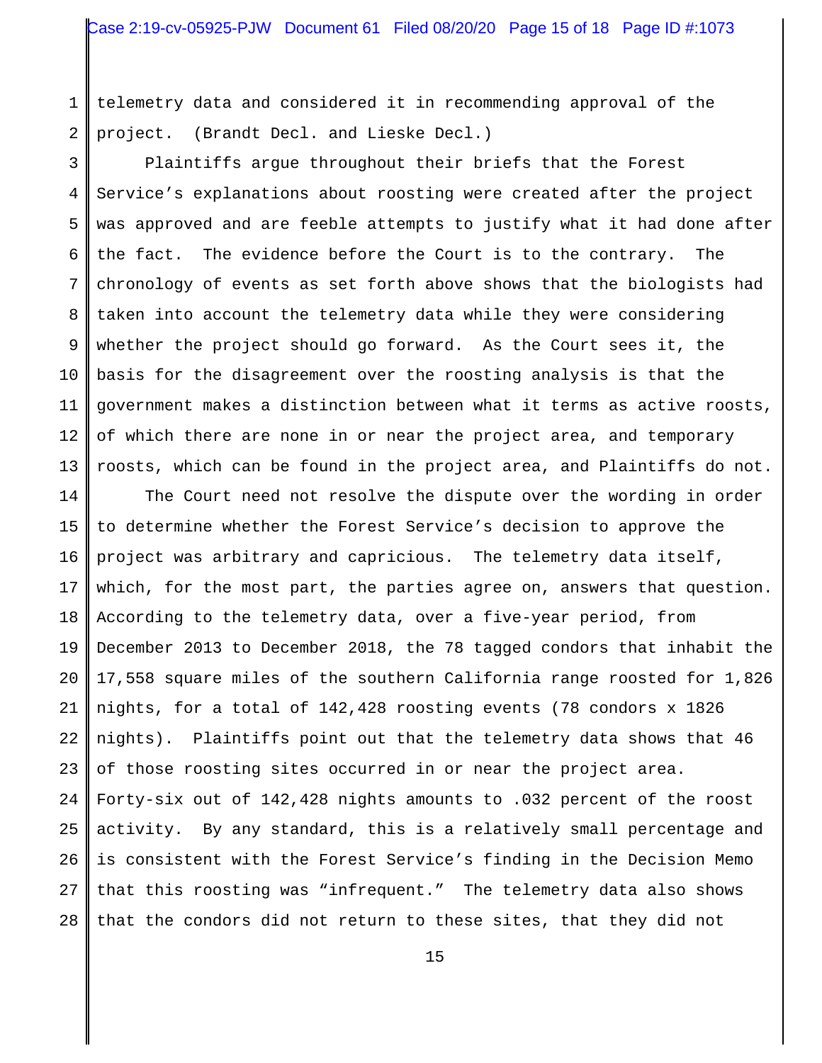telemetry data and considered it in recommending approval of the project. (Brandt Decl. and Lieske Decl.)

Plaintiffs argue throughout their briefs that the Forest Service's explanations about roosting were created after the project was approved and are feeble attempts to justify what it had done after the fact. The evidence before the Court is to the contrary. The chronology of events as set forth above shows that the biologists had taken into account the telemetry data while they were considering whether the project should go forward. As the Court sees it, the basis for the disagreement over the roosting analysis is that the government makes a distinction between what it terms as active roosts, of which there are none in or near the project area, and temporary roosts, which can be found in the project area, and Plaintiffs do not.

The Court need not resolve the dispute over the wording in order to determine whether the Forest Service's decision to approve the project was arbitrary and capricious. The telemetry data itself, which, for the most part, the parties agree on, answers that question. According to the telemetry data, over a five-year period, from December 2013 to December 2018, the 78 tagged condors that inhabit the 17,558 square miles of the southern California range roosted for 1,826 nights, for a total of 142,428 roosting events (78 condors x 1826 nights). Plaintiffs point out that the telemetry data shows that 46 of those roosting sites occurred in or near the project area. Forty-six out of 142,428 nights amounts to .032 percent of the roost activity. By any standard, this is a relatively small percentage and is consistent with the Forest Service's finding in the Decision Memo that this roosting was "infrequent." The telemetry data also shows that the condors did not return to these sites, that they did not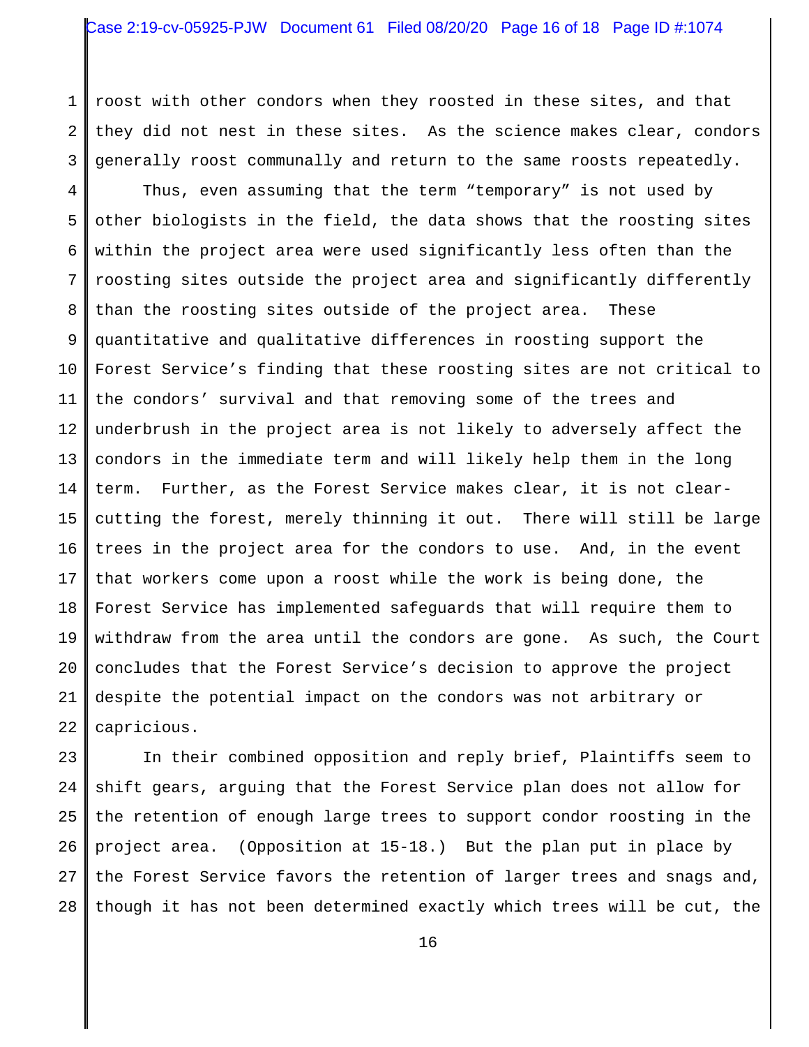roost with other condors when they roosted in these sites, and that they did not nest in these sites. As the science makes clear, condors generally roost communally and return to the same roosts repeatedly.

Thus, even assuming that the term "temporary" is not used by other biologists in the field, the data shows that the roosting sites within the project area were used significantly less often than the roosting sites outside the project area and significantly differently than the roosting sites outside of the project area. These quantitative and qualitative differences in roosting support the Forest Service's finding that these roosting sites are not critical to the condors' survival and that removing some of the trees and underbrush in the project area is not likely to adversely affect the condors in the immediate term and will likely help them in the long term. Further, as the Forest Service makes clear, it is not clear-cutting the forest, merely thinning it out. There will still be large trees in the project area for the condors to use. And, in the event that workers come upon a roost while the work is being done, the Forest Service has implemented safeguards that will require them to withdraw from the area until the condors are gone. As such, the Court concludes that the Forest Service's decision to approve the project despite the potential impact on the condors was not arbitrary or capricious.

In their combined opposition and reply brief, Plaintiffs seem to shift gears, arguing that the Forest Service plan does not allow for the retention of enough large trees to support condor roosting in the project area. (Opposition at 15-18.) But the plan put in place by the Forest Service favors the retention of larger trees and snags and, though it has not been determined exactly which trees will be cut, the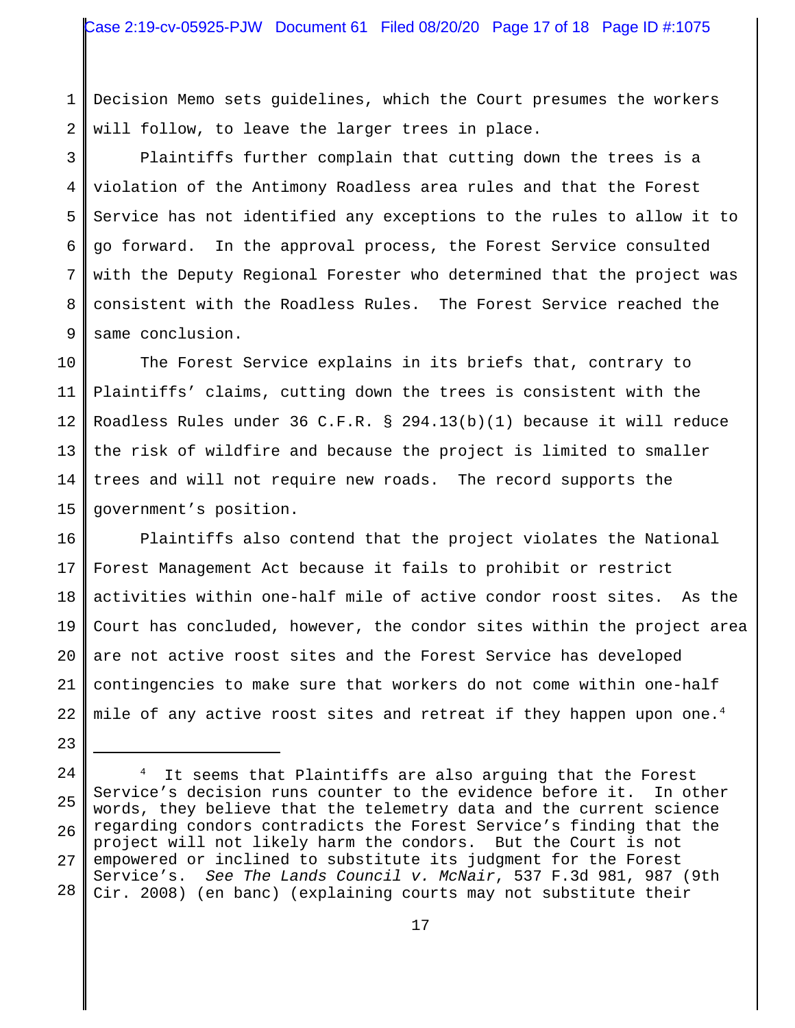Decision Memo sets guidelines, which the Court presumes the workers will follow, to leave the larger trees in place.

Plaintiffs further complain that cutting down the trees is a violation of the Antimony Roadless area rules and that the Forest Service has not identified any exceptions to the rules to allow it to go forward. In the approval process, the Forest Service consulted with the Deputy Regional Forester who determined that the project was consistent with the Roadless Rules. The Forest Service reached the same conclusion.

The Forest Service explains in its briefs that, contrary to Plaintiffs' claims, cutting down the trees is consistent with the Roadless Rules under 36 C.F.R. § 294.13(b)(1) because it will reduce the risk of wildfire and because the project is limited to smaller trees and will not require new roads. The record supports the government's position.

Plaintiffs also contend that the project violates the National Forest Management Act because it fails to prohibit or restrict activities within one-half mile of active condor roost sites. As the Court has concluded, however, the condor sites within the project area are not active roost sites and the Forest Service has developed contingencies to make sure that workers do not come within one-half mile of any active roost sites and retreat if they happen upon one.[4]

---

[4] It seems that Plaintiffs are also arguing that the Forest Service's decision runs counter to the evidence before it. In other words, they believe that the telemetry data and the current science regarding condors contradicts the Forest Service's finding that the project will not likely harm the condors. But the Court is not empowered or inclined to substitute its judgment for the Forest Service's. *See The Lands Council v. McNair*, 537 F.3d 981, 987 (9th Cir. 2008) (en banc) (explaining courts may not substitute their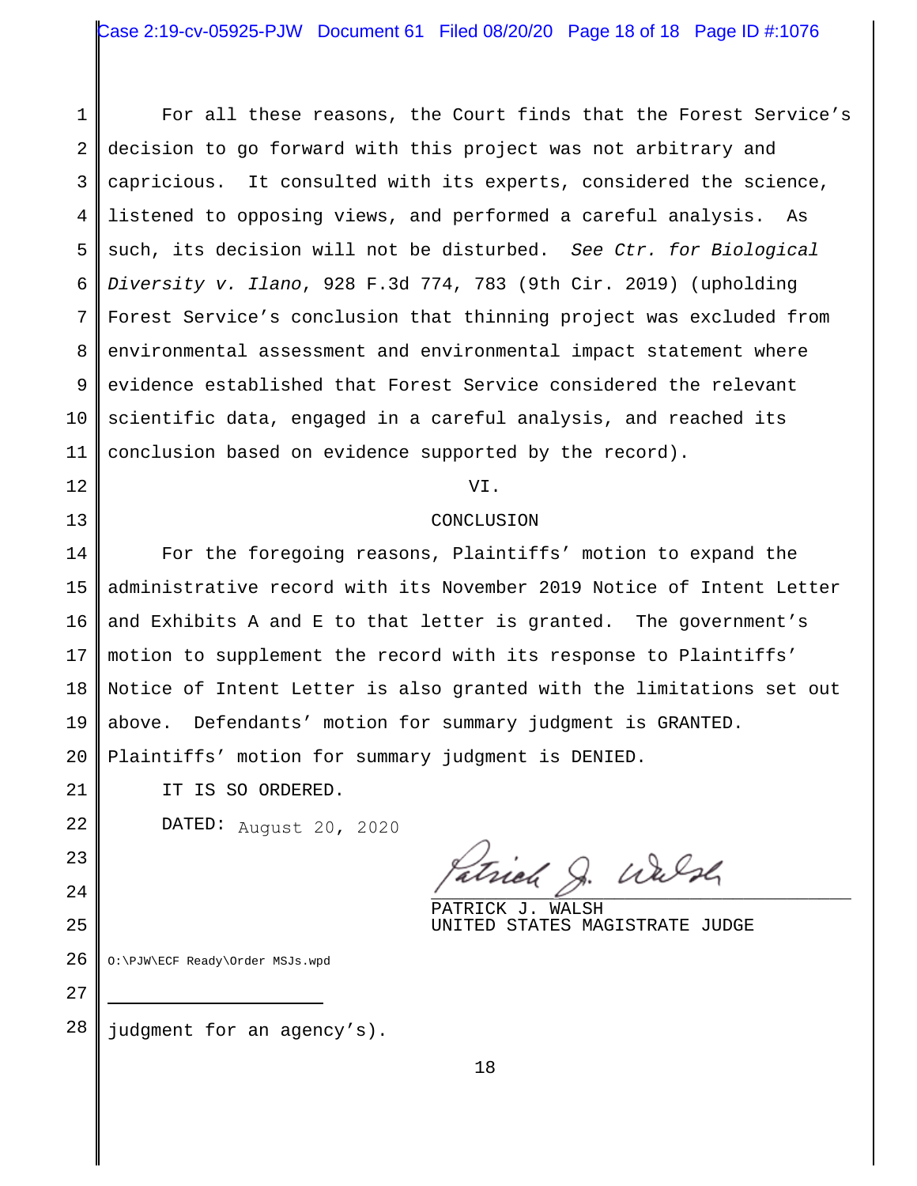For all these reasons, the Court finds that the Forest Service's decision to go forward with this project was not arbitrary and capricious. It consulted with its experts, considered the science, listened to opposing views, and performed a careful analysis. As such, its decision will not be disturbed. *See Ctr. for Biological Diversity v. Ilano*, 928 F.3d 774, 783 (9th Cir. 2019) (upholding Forest Service's conclusion that thinning project was excluded from environmental assessment and environmental impact statement where evidence established that Forest Service considered the relevant scientific data, engaged in a careful analysis, and reached its conclusion based on evidence supported by the record).

## VI.

## CONCLUSION

For the foregoing reasons, Plaintiffs' motion to expand the administrative record with its November 2019 Notice of Intent Letter and Exhibits A and E to that letter is granted. The government's motion to supplement the record with its response to Plaintiffs' Notice of Intent Letter is also granted with the limitations set out above. Defendants' motion for summary judgment is GRANTED. Plaintiffs' motion for summary judgment is DENIED.

IT IS SO ORDERED.

DATED: August 20, 2020

PATRICK J. WALSH
UNITED STATES MAGISTRATE JUDGE

O:\PJW\ECF Ready\Order MSJs.wpd

judgment for an agency's).